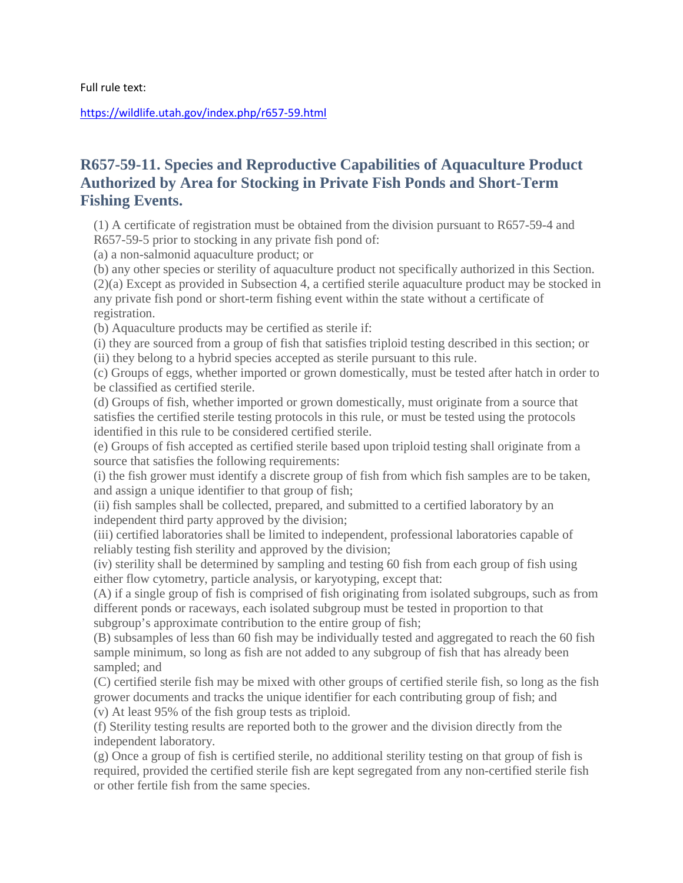Full rule text:

https://wildlife.utah.gov/index.php/r657-59.html

## R657-59-11. Species and Reproductive Capabilities of Aquaculture Product Authorized by Area for Stocking in Private Fish Ponds and Short-Term Fishing Events.

(1) A certificate of registration must be obtained from the division pursuant to R657-59-4 and R657-59-5 prior to stocking in any private fish pond of:

(a) a non-salmonid aquaculture product; or

(b) any other species or sterility of aquaculture product not specifically authorized in this Section.

(2)(a) Except as provided in Subsection 4, a certified sterile aquaculture product may be stocked in any private fish pond or short-term fishing event within the state without a certificate of registration.

(b) Aquaculture products may be certified as sterile if:

(i) they are sourced from a group of fish that satisfies triploid testing described in this section; or

(ii) they belong to a hybrid species accepted as sterile pursuant to this rule.

(c) Groups of eggs, whether imported or grown domestically, must be tested after hatch in order to be classified as certified sterile.

(d) Groups of fish, whether imported or grown domestically, must originate from a source that satisfies the certified sterile testing protocols in this rule, or must be tested using the protocols identified in this rule to be considered certified sterile.

(e) Groups of fish accepted as certified sterile based upon triploid testing shall originate from a source that satisfies the following requirements:

(i) the fish grower must identify a discrete group of fish from which fish samples are to be taken, and assign a unique identifier to that group of fish;

(ii) fish samples shall be collected, prepared, and submitted to a certified laboratory by an independent third party approved by the division;

(iii) certified laboratories shall be limited to independent, professional laboratories capable of reliably testing fish sterility and approved by the division;

(iv) sterility shall be determined by sampling and testing 60 fish from each group of fish using either flow cytometry, particle analysis, or karyotyping, except that:

(A) if a single group of fish is comprised of fish originating from isolated subgroups, such as from different ponds or raceways, each isolated subgroup must be tested in proportion to that subgroup's approximate contribution to the entire group of fish;

(B) subsamples of less than 60 fish may be individually tested and aggregated to reach the 60 fish sample minimum, so long as fish are not added to any subgroup of fish that has already been sampled; and

(C) certified sterile fish may be mixed with other groups of certified sterile fish, so long as the fish grower documents and tracks the unique identifier for each contributing group of fish; and

(v) At least 95% of the fish group tests as triploid.

(f) Sterility testing results are reported both to the grower and the division directly from the independent laboratory.

(g) Once a group of fish is certified sterile, no additional sterility testing on that group of fish is required, provided the certified sterile fish are kept segregated from any non-certified sterile fish or other fertile fish from the same species.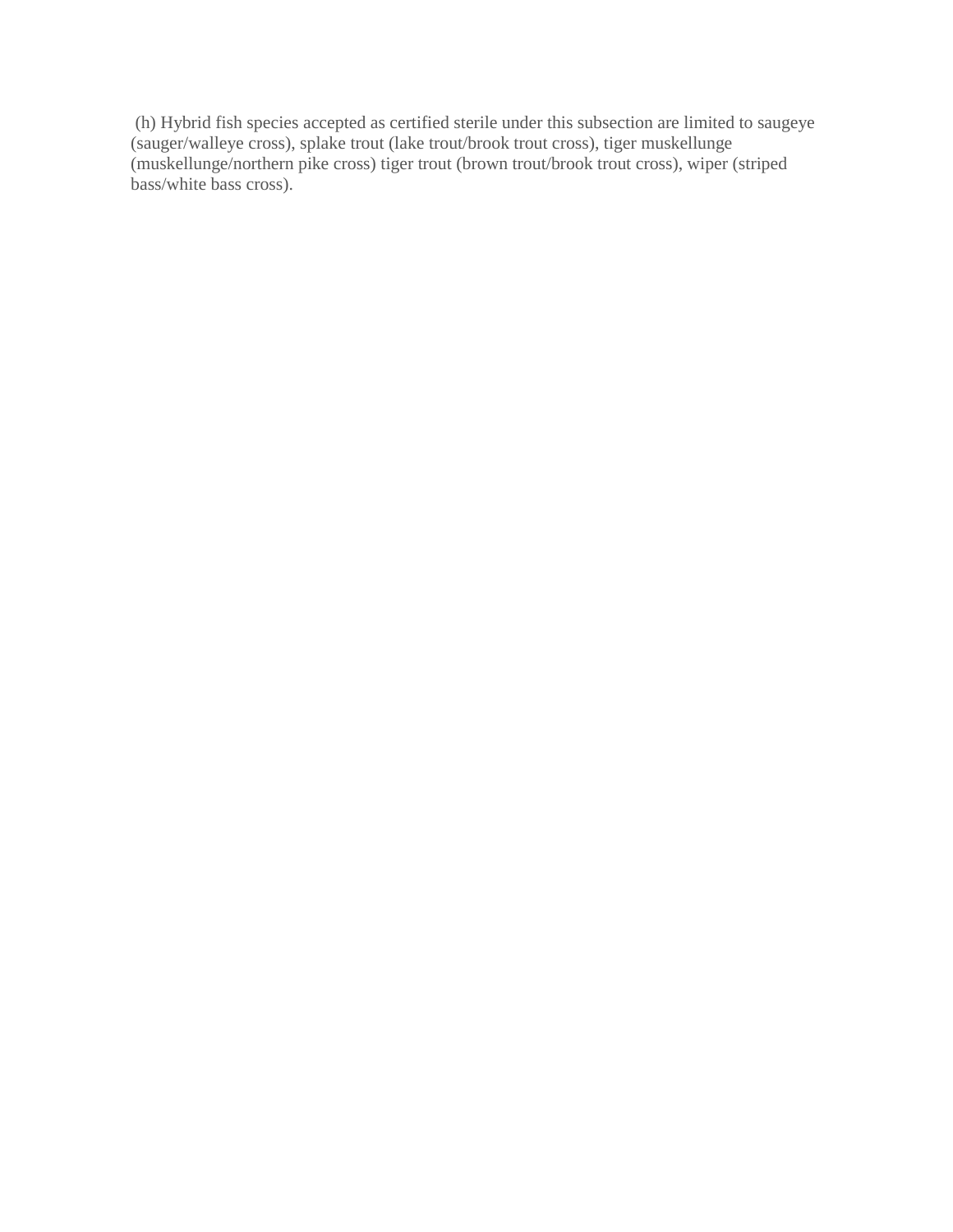(h) Hybrid fish species accepted as certified sterile under this subsection are limited to saugeye (sauger/walleye cross), splake trout (lake trout/brook trout cross), tiger muskellunge (muskellunge/northern pike cross) tiger trout (brown trout/brook trout cross), wiper (striped bass/white bass cross).